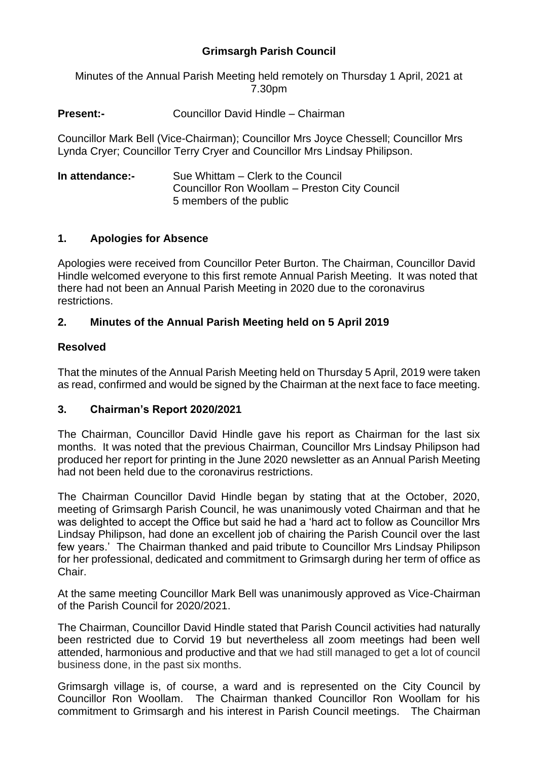# Grimsargh Parish Council

Minutes of the Annual Parish Meeting held remotely on Thursday 1 April, 2021 at 7.30pm

**Present:-** Councillor David Hindle – Chairman

Councillor Mark Bell (Vice-Chairman); Councillor Mrs Joyce Chessell; Councillor Mrs Lynda Cryer; Councillor Terry Cryer and Councillor Mrs Lindsay Philipson.

**In attendance:-** Sue Whittam – Clerk to the Council
Councillor Ron Woollam – Preston City Council
5 members of the public

## 1. Apologies for Absence

Apologies were received from Councillor Peter Burton. The Chairman, Councillor David Hindle welcomed everyone to this first remote Annual Parish Meeting. It was noted that there had not been an Annual Parish Meeting in 2020 due to the coronavirus restrictions.

## 2. Minutes of the Annual Parish Meeting held on 5 April 2019

### Resolved

That the minutes of the Annual Parish Meeting held on Thursday 5 April, 2019 were taken as read, confirmed and would be signed by the Chairman at the next face to face meeting.

## 3. Chairman's Report 2020/2021

The Chairman, Councillor David Hindle gave his report as Chairman for the last six months. It was noted that the previous Chairman, Councillor Mrs Lindsay Philipson had produced her report for printing in the June 2020 newsletter as an Annual Parish Meeting had not been held due to the coronavirus restrictions.

The Chairman Councillor David Hindle began by stating that at the October, 2020, meeting of Grimsargh Parish Council, he was unanimously voted Chairman and that he was delighted to accept the Office but said he had a 'hard act to follow as Councillor Mrs Lindsay Philipson, had done an excellent job of chairing the Parish Council over the last few years.' The Chairman thanked and paid tribute to Councillor Mrs Lindsay Philipson for her professional, dedicated and commitment to Grimsargh during her term of office as Chair.

At the same meeting Councillor Mark Bell was unanimously approved as Vice-Chairman of the Parish Council for 2020/2021.

The Chairman, Councillor David Hindle stated that Parish Council activities had naturally been restricted due to Corvid 19 but nevertheless all zoom meetings had been well attended, harmonious and productive and that we had still managed to get a lot of council business done, in the past six months.

Grimsargh village is, of course, a ward and is represented on the City Council by Councillor Ron Woollam. The Chairman thanked Councillor Ron Woollam for his commitment to Grimsargh and his interest in Parish Council meetings. The Chairman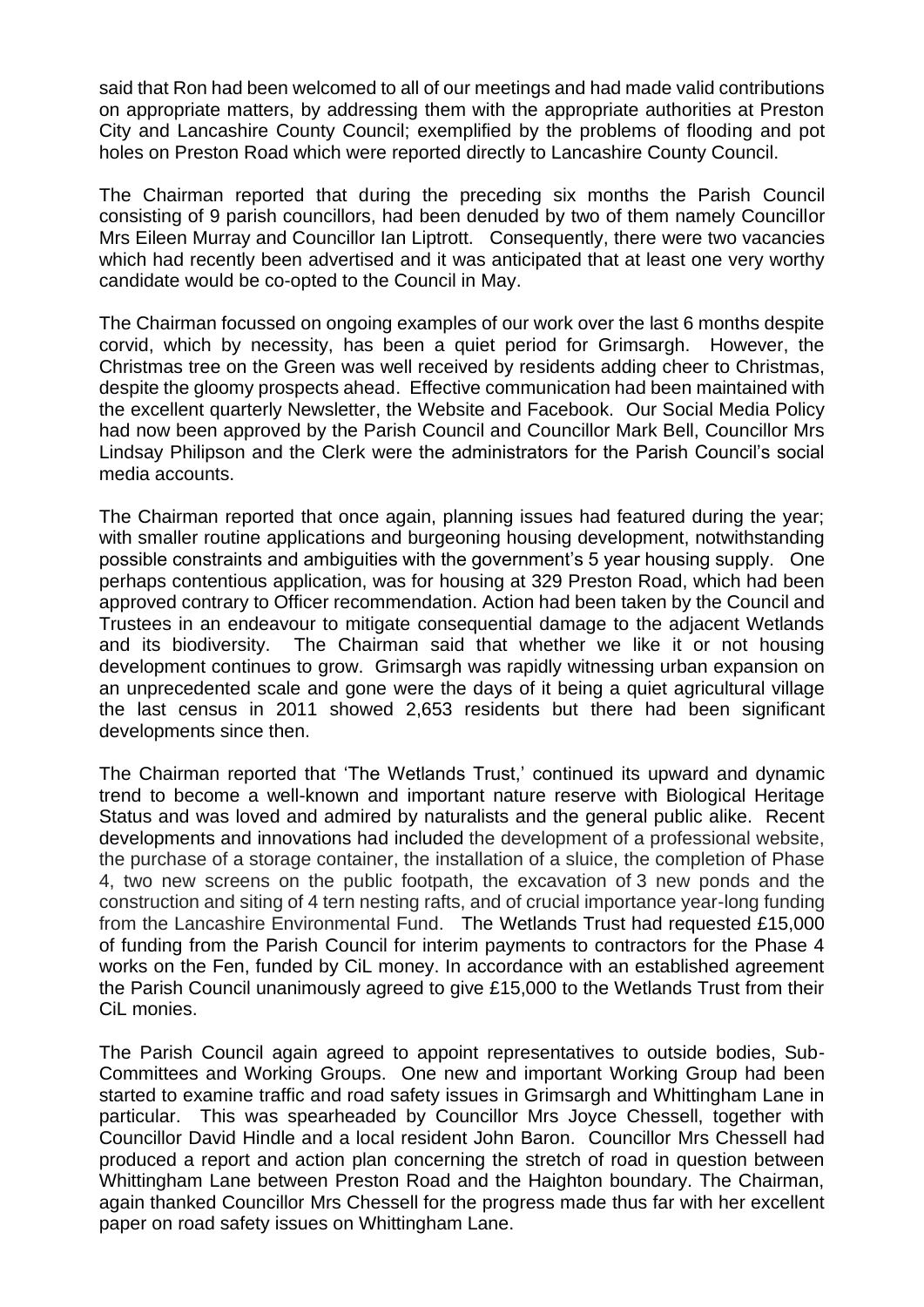said that Ron had been welcomed to all of our meetings and had made valid contributions on appropriate matters, by addressing them with the appropriate authorities at Preston City and Lancashire County Council; exemplified by the problems of flooding and pot holes on Preston Road which were reported directly to Lancashire County Council.

The Chairman reported that during the preceding six months the Parish Council consisting of 9 parish councillors, had been denuded by two of them namely Councillor Mrs Eileen Murray and Councillor Ian Liptrott. Consequently, there were two vacancies which had recently been advertised and it was anticipated that at least one very worthy candidate would be co-opted to the Council in May.

The Chairman focussed on ongoing examples of our work over the last 6 months despite corvid, which by necessity, has been a quiet period for Grimsargh. However, the Christmas tree on the Green was well received by residents adding cheer to Christmas, despite the gloomy prospects ahead. Effective communication had been maintained with the excellent quarterly Newsletter, the Website and Facebook. Our Social Media Policy had now been approved by the Parish Council and Councillor Mark Bell, Councillor Mrs Lindsay Philipson and the Clerk were the administrators for the Parish Council's social media accounts.

The Chairman reported that once again, planning issues had featured during the year; with smaller routine applications and burgeoning housing development, notwithstanding possible constraints and ambiguities with the government's 5 year housing supply. One perhaps contentious application, was for housing at 329 Preston Road, which had been approved contrary to Officer recommendation. Action had been taken by the Council and Trustees in an endeavour to mitigate consequential damage to the adjacent Wetlands and its biodiversity. The Chairman said that whether we like it or not housing development continues to grow. Grimsargh was rapidly witnessing urban expansion on an unprecedented scale and gone were the days of it being a quiet agricultural village the last census in 2011 showed 2,653 residents but there had been significant developments since then.

The Chairman reported that 'The Wetlands Trust,' continued its upward and dynamic trend to become a well-known and important nature reserve with Biological Heritage Status and was loved and admired by naturalists and the general public alike. Recent developments and innovations had included the development of a professional website, the purchase of a storage container, the installation of a sluice, the completion of Phase 4, two new screens on the public footpath, the excavation of 3 new ponds and the construction and siting of 4 tern nesting rafts, and of crucial importance year-long funding from the Lancashire Environmental Fund. The Wetlands Trust had requested £15,000 of funding from the Parish Council for interim payments to contractors for the Phase 4 works on the Fen, funded by CiL money. In accordance with an established agreement the Parish Council unanimously agreed to give £15,000 to the Wetlands Trust from their CiL monies.

The Parish Council again agreed to appoint representatives to outside bodies, Sub-Committees and Working Groups. One new and important Working Group had been started to examine traffic and road safety issues in Grimsargh and Whittingham Lane in particular. This was spearheaded by Councillor Mrs Joyce Chessell, together with Councillor David Hindle and a local resident John Baron. Councillor Mrs Chessell had produced a report and action plan concerning the stretch of road in question between Whittingham Lane between Preston Road and the Haighton boundary. The Chairman, again thanked Councillor Mrs Chessell for the progress made thus far with her excellent paper on road safety issues on Whittingham Lane.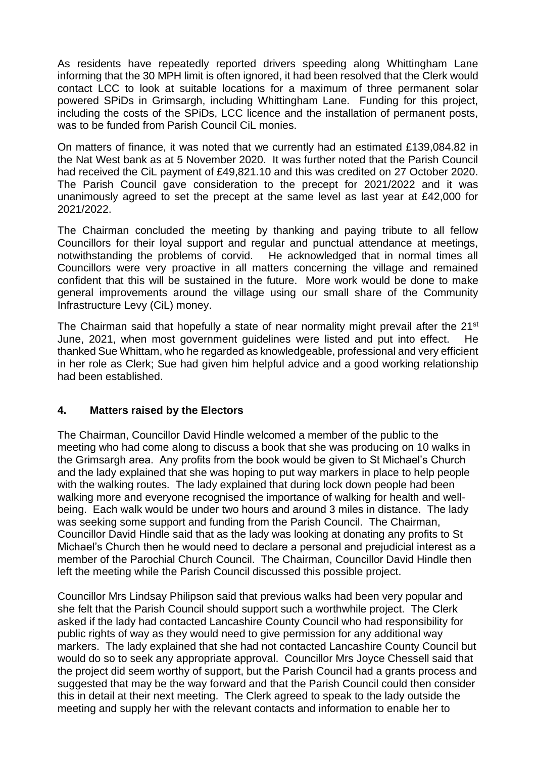As residents have repeatedly reported drivers speeding along Whittingham Lane informing that the 30 MPH limit is often ignored, it had been resolved that the Clerk would contact LCC to look at suitable locations for a maximum of three permanent solar powered SPiDs in Grimsargh, including Whittingham Lane. Funding for this project, including the costs of the SPiDs, LCC licence and the installation of permanent posts, was to be funded from Parish Council CiL monies.

On matters of finance, it was noted that we currently had an estimated £139,084.82 in the Nat West bank as at 5 November 2020. It was further noted that the Parish Council had received the CiL payment of £49,821.10 and this was credited on 27 October 2020. The Parish Council gave consideration to the precept for 2021/2022 and it was unanimously agreed to set the precept at the same level as last year at £42,000 for 2021/2022.

The Chairman concluded the meeting by thanking and paying tribute to all fellow Councillors for their loyal support and regular and punctual attendance at meetings, notwithstanding the problems of corvid. He acknowledged that in normal times all Councillors were very proactive in all matters concerning the village and remained confident that this will be sustained in the future. More work would be done to make general improvements around the village using our small share of the Community Infrastructure Levy (CiL) money.

The Chairman said that hopefully a state of near normality might prevail after the 21st June, 2021, when most government guidelines were listed and put into effect. He thanked Sue Whittam, who he regarded as knowledgeable, professional and very efficient in her role as Clerk; Sue had given him helpful advice and a good working relationship had been established.

## 4. Matters raised by the Electors

The Chairman, Councillor David Hindle welcomed a member of the public to the meeting who had come along to discuss a book that she was producing on 10 walks in the Grimsargh area. Any profits from the book would be given to St Michael's Church and the lady explained that she was hoping to put way markers in place to help people with the walking routes. The lady explained that during lock down people had been walking more and everyone recognised the importance of walking for health and well-being. Each walk would be under two hours and around 3 miles in distance. The lady was seeking some support and funding from the Parish Council. The Chairman, Councillor David Hindle said that as the lady was looking at donating any profits to St Michael's Church then he would need to declare a personal and prejudicial interest as a member of the Parochial Church Council. The Chairman, Councillor David Hindle then left the meeting while the Parish Council discussed this possible project.

Councillor Mrs Lindsay Philipson said that previous walks had been very popular and she felt that the Parish Council should support such a worthwhile project. The Clerk asked if the lady had contacted Lancashire County Council who had responsibility for public rights of way as they would need to give permission for any additional way markers. The lady explained that she had not contacted Lancashire County Council but would do so to seek any appropriate approval. Councillor Mrs Joyce Chessell said that the project did seem worthy of support, but the Parish Council had a grants process and suggested that may be the way forward and that the Parish Council could then consider this in detail at their next meeting. The Clerk agreed to speak to the lady outside the meeting and supply her with the relevant contacts and information to enable her to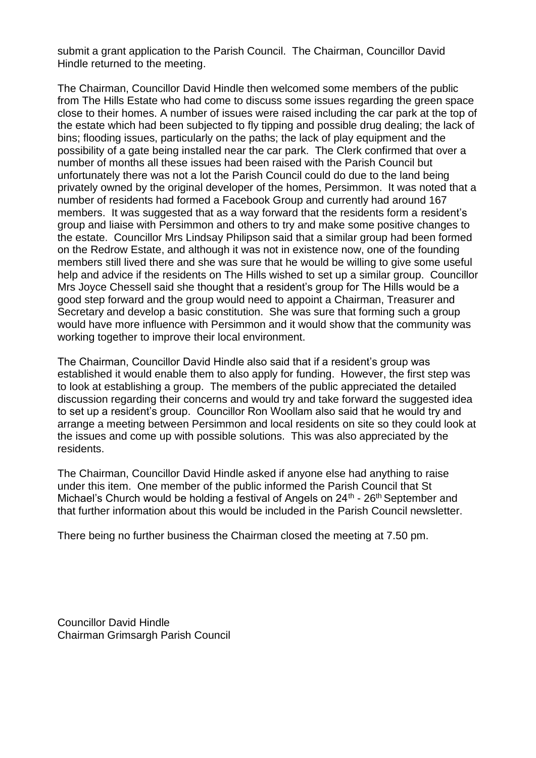submit a grant application to the Parish Council. The Chairman, Councillor David Hindle returned to the meeting.

The Chairman, Councillor David Hindle then welcomed some members of the public from The Hills Estate who had come to discuss some issues regarding the green space close to their homes. A number of issues were raised including the car park at the top of the estate which had been subjected to fly tipping and possible drug dealing; the lack of bins; flooding issues, particularly on the paths; the lack of play equipment and the possibility of a gate being installed near the car park. The Clerk confirmed that over a number of months all these issues had been raised with the Parish Council but unfortunately there was not a lot the Parish Council could do due to the land being privately owned by the original developer of the homes, Persimmon. It was noted that a number of residents had formed a Facebook Group and currently had around 167 members. It was suggested that as a way forward that the residents form a resident's group and liaise with Persimmon and others to try and make some positive changes to the estate. Councillor Mrs Lindsay Philipson said that a similar group had been formed on the Redrow Estate, and although it was not in existence now, one of the founding members still lived there and she was sure that he would be willing to give some useful help and advice if the residents on The Hills wished to set up a similar group. Councillor Mrs Joyce Chessell said she thought that a resident's group for The Hills would be a good step forward and the group would need to appoint a Chairman, Treasurer and Secretary and develop a basic constitution. She was sure that forming such a group would have more influence with Persimmon and it would show that the community was working together to improve their local environment.

The Chairman, Councillor David Hindle also said that if a resident's group was established it would enable them to also apply for funding. However, the first step was to look at establishing a group. The members of the public appreciated the detailed discussion regarding their concerns and would try and take forward the suggested idea to set up a resident's group. Councillor Ron Woollam also said that he would try and arrange a meeting between Persimmon and local residents on site so they could look at the issues and come up with possible solutions. This was also appreciated by the residents.

The Chairman, Councillor David Hindle asked if anyone else had anything to raise under this item. One member of the public informed the Parish Council that St Michael's Church would be holding a festival of Angels on 24th - 26th September and that further information about this would be included in the Parish Council newsletter.

There being no further business the Chairman closed the meeting at 7.50 pm.

Councillor David Hindle
Chairman Grimsargh Parish Council